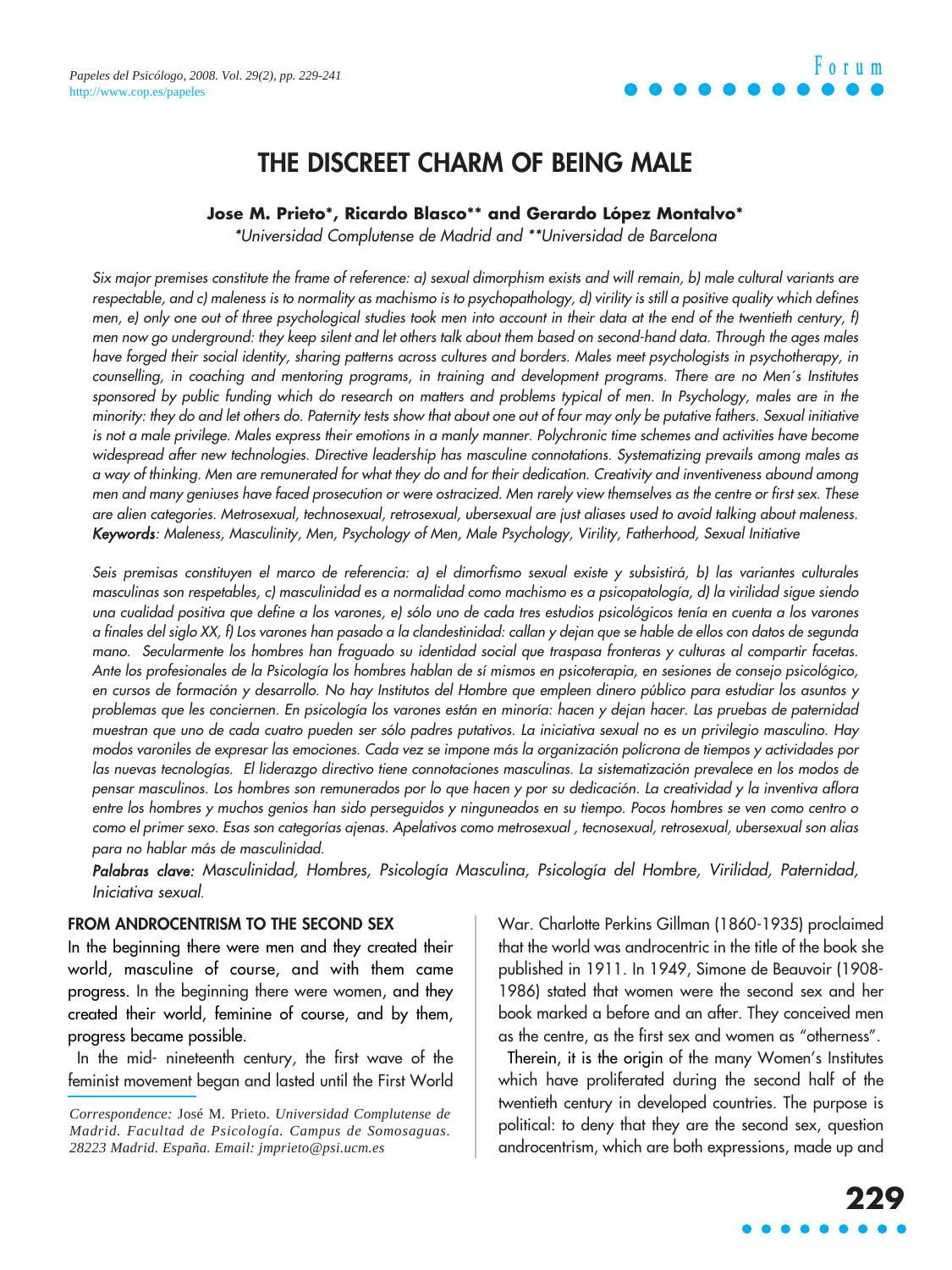# THE DISCREET CHARM OF BEING MALE

**Jose M. Prieto\*, Ricardo Blasco\*\* and Gerardo López Montalvo\***

*\*Universidad Complutense de Madrid and \*\*Universidad de Barcelona*

*Six major premises constitute the frame of reference: a) sexual dimorphism exists and will remain, b) male cultural variants are respectable, and c) maleness is to normality as machismo is to psychopathology, d) virility is still a positive quality which defines men, e) only one out of three psychological studies took men into account in their data at the end of the twentieth century, f) men now go underground: they keep silent and let others talk about them based on second-hand data. Through the ages males have forged their social identity, sharing patterns across cultures and borders. Males meet psychologists in psychotherapy, in counselling, in coaching and mentoring programs, in training and development programs. There are no Men´s Institutes sponsored by public funding which do research on matters and problems typical of men. In Psychology, males are in the minority: they do and let others do. Paternity tests show that about one out of four may only be putative fathers. Sexual initiative is not a male privilege. Males express their emotions in a manly manner. Polychronic time schemes and activities have become widespread after new technologies. Directive leadership has masculine connotations. Systematizing prevails among males as a way of thinking. Men are remunerated for what they do and for their dedication. Creativity and inventiveness abound among men and many geniuses have faced prosecution or were ostracized. Men rarely view themselves as the centre or first sex. These are alien categories. Metrosexual, technosexual, retrosexual, ubersexual are just aliases used to avoid talking about maleness.*

***Keywords**: Maleness, Masculinity, Men, Psychology of Men, Male Psychology, Virility, Fatherhood, Sexual Initiative*

*Seis premisas constituyen el marco de referencia: a) el dimorfismo sexual existe y subsistirá, b) las variantes culturales masculinas son respetables, c) masculinidad es a normalidad como machismo es a psicopatología, d) la virilidad sigue siendo una cualidad positiva que define a los varones, e) sólo uno de cada tres estudios psicológicos tenía en cuenta a los varones a finales del siglo XX, f) Los varones han pasado a la clandestinidad: callan y dejan que se hable de ellos con datos de segunda mano. Secularmente los hombres han fraguado su identidad social que traspasa fronteras y culturas al compartir facetas. Ante los profesionales de la Psicología los hombres hablan de sí mismos en psicoterapia, en sesiones de consejo psicológico, en cursos de formación y desarrollo. No hay Institutos del Hombre que empleen dinero público para estudiar los asuntos y problemas que les conciernen. En psicología los varones están en minoría: hacen y dejan hacer. Las pruebas de paternidad muestran que uno de cada cuatro pueden ser sólo padres putativos. La iniciativa sexual no es un privilegio masculino. Hay modos varoniles de expresar las emociones. Cada vez se impone más la organización polícrona de tiempos y actividades por las nuevas tecnologías. El liderazgo directivo tiene connotaciones masculinas. La sistematización prevalece en los modos de pensar masculinos. Los hombres son remunerados por lo que hacen y por su dedicación. La creatividad y la inventiva aflora entre los hombres y muchos genios han sido perseguidos y ninguneados en su tiempo. Pocos hombres se ven como centro o como el primer sexo. Esas son categorías ajenas. Apelativos como metrosexual , tecnosexual, retrosexual, ubersexual son alias para no hablar más de masculinidad.*

***Palabras clave:** Masculinidad, Hombres, Psicología Masculina, Psicología del Hombre, Virilidad, Paternidad, Iniciativa sexual.*

## FROM ANDROCENTRISM TO THE SECOND SEX

In the beginning there were men and they created their world, masculine of course, and with them came progress. In the beginning there were women, and they created their world, feminine of course, and by them, progress became possible.

In the mid- nineteenth century, the first wave of the feminist movement began and lasted until the First World War. Charlotte Perkins Gillman (1860-1935) proclaimed that the world was androcentric in the title of the book she published in 1911. In 1949, Simone de Beauvoir (1908-1986) stated that women were the second sex and her book marked a before and an after. They conceived men as the centre, as the first sex and women as "otherness".

Therein, it is the origin of the many Women's Institutes which have proliferated during the second half of the twentieth century in developed countries. The purpose is political: to deny that they are the second sex, question androcentrism, which are both expressions, made up and

*Correspondence:* José M. Prieto. *Universidad Complutense de Madrid. Facultad de Psicología. Campus de Somosaguas. 28223 Madrid. España. Email: jmprieto@psi.ucm.es*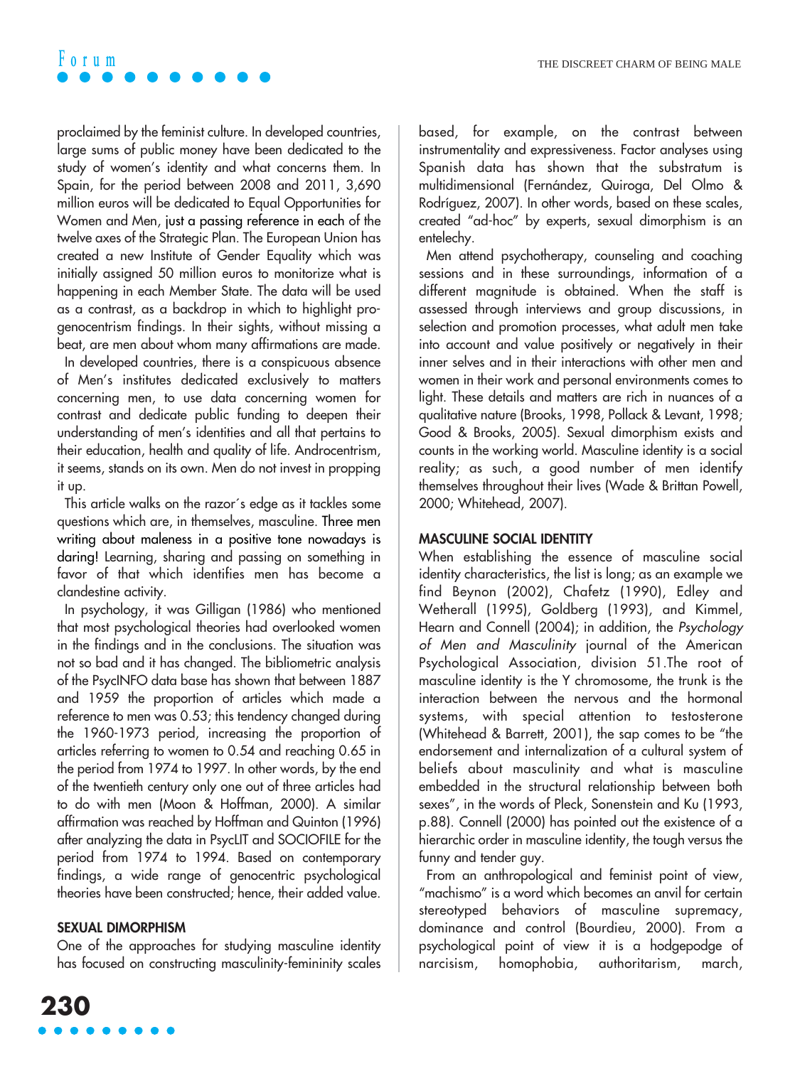proclaimed by the feminist culture. In developed countries, large sums of public money have been dedicated to the study of women's identity and what concerns them. In Spain, for the period between 2008 and 2011, 3,690 million euros will be dedicated to Equal Opportunities for Women and Men, just a passing reference in each of the twelve axes of the Strategic Plan. The European Union has created a new Institute of Gender Equality which was initially assigned 50 million euros to monitorize what is happening in each Member State. The data will be used as a contrast, as a backdrop in which to highlight progenocentrism findings. In their sights, without missing a beat, are men about whom many affirmations are made.

In developed countries, there is a conspicuous absence of Men's institutes dedicated exclusively to matters concerning men, to use data concerning women for contrast and dedicate public funding to deepen their understanding of men's identities and all that pertains to their education, health and quality of life. Androcentrism, it seems, stands on its own. Men do not invest in propping it up.

This article walks on the razor´s edge as it tackles some questions which are, in themselves, masculine. Three men writing about maleness in a positive tone nowadays is daring! Learning, sharing and passing on something in favor of that which identifies men has become a clandestine activity.

In psychology, it was Gilligan (1986) who mentioned that most psychological theories had overlooked women in the findings and in the conclusions. The situation was not so bad and it has changed. The bibliometric analysis of the PsycINFO data base has shown that between 1887 and 1959 the proportion of articles which made a reference to men was 0.53; this tendency changed during the 1960-1973 period, increasing the proportion of articles referring to women to 0.54 and reaching 0.65 in the period from 1974 to 1997. In other words, by the end of the twentieth century only one out of three articles had to do with men (Moon & Hoffman, 2000). A similar affirmation was reached by Hoffman and Quinton (1996) after analyzing the data in PsycLIT and SOCIOFILE for the period from 1974 to 1994. Based on contemporary findings, a wide range of genocentric psychological theories have been constructed; hence, their added value.

## SEXUAL DIMORPHISM

One of the approaches for studying masculine identity has focused on constructing masculinity-femininity scales based, for example, on the contrast between instrumentality and expressiveness. Factor analyses using Spanish data has shown that the substratum is multidimensional (Fernández, Quiroga, Del Olmo & Rodríguez, 2007). In other words, based on these scales, created "ad-hoc" by experts, sexual dimorphism is an entelechy.

Men attend psychotherapy, counseling and coaching sessions and in these surroundings, information of a different magnitude is obtained. When the staff is assessed through interviews and group discussions, in selection and promotion processes, what adult men take into account and value positively or negatively in their inner selves and in their interactions with other men and women in their work and personal environments comes to light. These details and matters are rich in nuances of a qualitative nature (Brooks, 1998, Pollack & Levant, 1998; Good & Brooks, 2005). Sexual dimorphism exists and counts in the working world. Masculine identity is a social reality; as such, a good number of men identify themselves throughout their lives (Wade & Brittan Powell, 2000; Whitehead, 2007).

## MASCULINE SOCIAL IDENTITY

When establishing the essence of masculine social identity characteristics, the list is long; as an example we find Beynon (2002), Chafetz (1990), Edley and Wetherall (1995), Goldberg (1993), and Kimmel, Hearn and Connell (2004); in addition, the *Psychology of Men and Masculinity* journal of the American Psychological Association, division 51.The root of masculine identity is the Y chromosome, the trunk is the interaction between the nervous and the hormonal systems, with special attention to testosterone (Whitehead & Barrett, 2001), the sap comes to be "the endorsement and internalization of a cultural system of beliefs about masculinity and what is masculine embedded in the structural relationship between both sexes", in the words of Pleck, Sonenstein and Ku (1993, p.88). Connell (2000) has pointed out the existence of a hierarchic order in masculine identity, the tough versus the funny and tender guy.

From an anthropological and feminist point of view, "machismo" is a word which becomes an anvil for certain stereotyped behaviors of masculine supremacy, dominance and control (Bourdieu, 2000). From a psychological point of view it is a hodgepodge of narcisism, homophobia, authoritarism, march,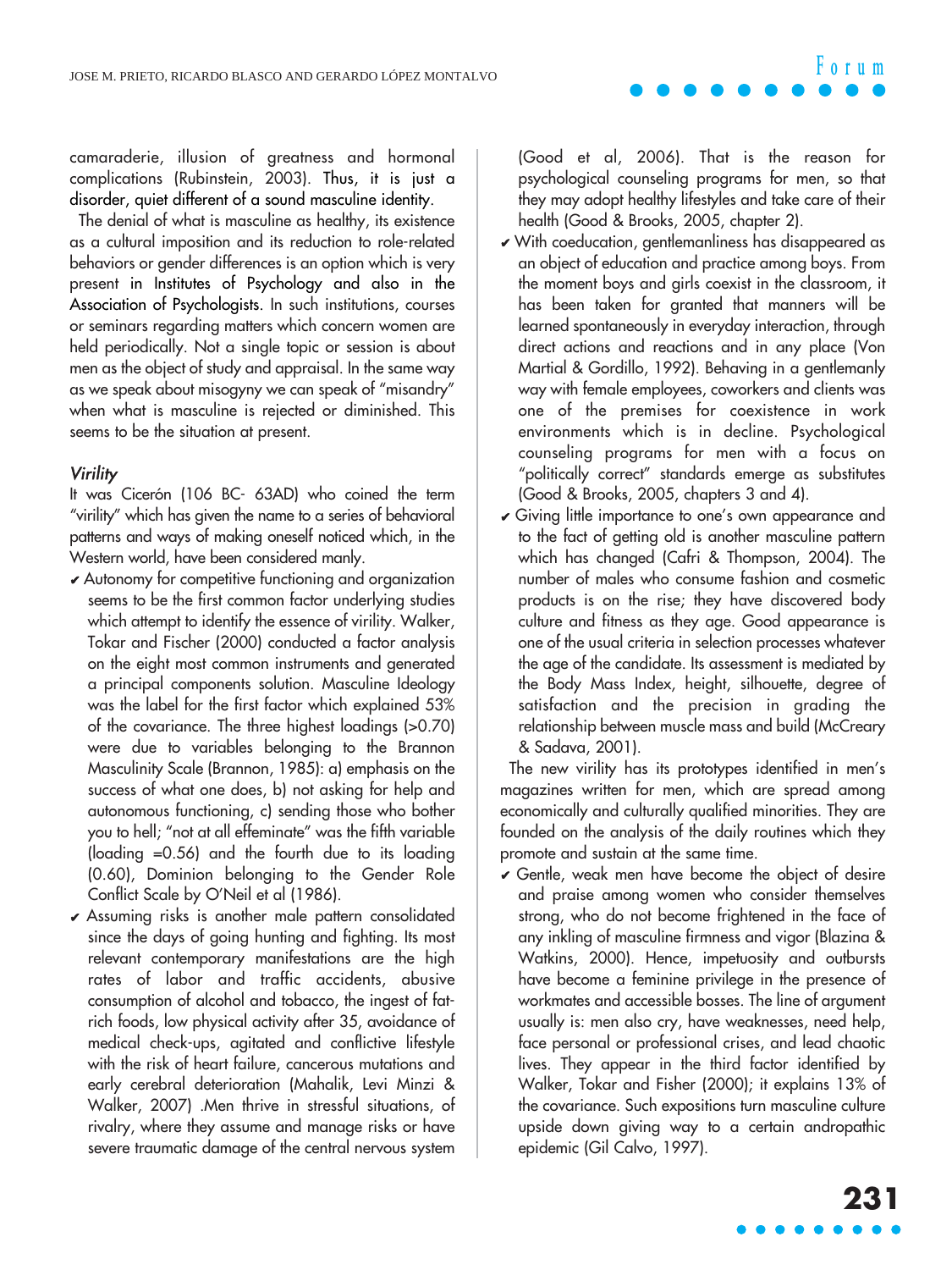camaraderie, illusion of greatness and hormonal complications (Rubinstein, 2003). Thus, it is just a disorder, quiet different of a sound masculine identity.

The denial of what is masculine as healthy, its existence as a cultural imposition and its reduction to role-related behaviors or gender differences is an option which is very present in Institutes of Psychology and also in the Association of Psychologists. In such institutions, courses or seminars regarding matters which concern women are held periodically. Not a single topic or session is about men as the object of study and appraisal. In the same way as we speak about misogyny we can speak of "misandry" when what is masculine is rejected or diminished. This seems to be the situation at present.

### *Virility*

It was Cicerón (106 BC- 63AD) who coined the term "virility" which has given the name to a series of behavioral patterns and ways of making oneself noticed which, in the Western world, have been considered manly.

- ✔ Autonomy for competitive functioning and organization seems to be the first common factor underlying studies which attempt to identify the essence of virility. Walker, Tokar and Fischer (2000) conducted a factor analysis on the eight most common instruments and generated a principal components solution. Masculine Ideology was the label for the first factor which explained 53% of the covariance. The three highest loadings (>0.70) were due to variables belonging to the Brannon Masculinity Scale (Brannon, 1985): a) emphasis on the success of what one does, b) not asking for help and autonomous functioning, c) sending those who bother you to hell; "not at all effeminate" was the fifth variable (loading =0.56) and the fourth due to its loading (0.60), Dominion belonging to the Gender Role Conflict Scale by O'Neil et al (1986).
- ✔ Assuming risks is another male pattern consolidated since the days of going hunting and fighting. Its most relevant contemporary manifestations are the high rates of labor and traffic accidents, abusive consumption of alcohol and tobacco, the ingest of fat-rich foods, low physical activity after 35, avoidance of medical check-ups, agitated and conflictive lifestyle with the risk of heart failure, cancerous mutations and early cerebral deterioration (Mahalik, Levi Minzi & Walker, 2007) .Men thrive in stressful situations, of rivalry, where they assume and manage risks or have severe traumatic damage of the central nervous system (Good et al, 2006). That is the reason for psychological counseling programs for men, so that they may adopt healthy lifestyles and take care of their health (Good & Brooks, 2005, chapter 2).
- ✔ With coeducation, gentlemanliness has disappeared as an object of education and practice among boys. From the moment boys and girls coexist in the classroom, it has been taken for granted that manners will be learned spontaneously in everyday interaction, through direct actions and reactions and in any place (Von Martial & Gordillo, 1992). Behaving in a gentlemanly way with female employees, coworkers and clients was one of the premises for coexistence in work environments which is in decline. Psychological counseling programs for men with a focus on "politically correct" standards emerge as substitutes (Good & Brooks, 2005, chapters 3 and 4).
- ✔ Giving little importance to one's own appearance and to the fact of getting old is another masculine pattern which has changed (Cafri & Thompson, 2004). The number of males who consume fashion and cosmetic products is on the rise; they have discovered body culture and fitness as they age. Good appearance is one of the usual criteria in selection processes whatever the age of the candidate. Its assessment is mediated by the Body Mass Index, height, silhouette, degree of satisfaction and the precision in grading the relationship between muscle mass and build (McCreary & Sadava, 2001).

The new virility has its prototypes identified in men's magazines written for men, which are spread among economically and culturally qualified minorities. They are founded on the analysis of the daily routines which they promote and sustain at the same time.

- ✔ Gentle, weak men have become the object of desire and praise among women who consider themselves strong, who do not become frightened in the face of any inkling of masculine firmness and vigor (Blazina & Watkins, 2000). Hence, impetuosity and outbursts have become a feminine privilege in the presence of workmates and accessible bosses. The line of argument usually is: men also cry, have weaknesses, need help, face personal or professional crises, and lead chaotic lives. They appear in the third factor identified by Walker, Tokar and Fisher (2000); it explains 13% of the covariance. Such expositions turn masculine culture upside down giving way to a certain andropathic epidemic (Gil Calvo, 1997).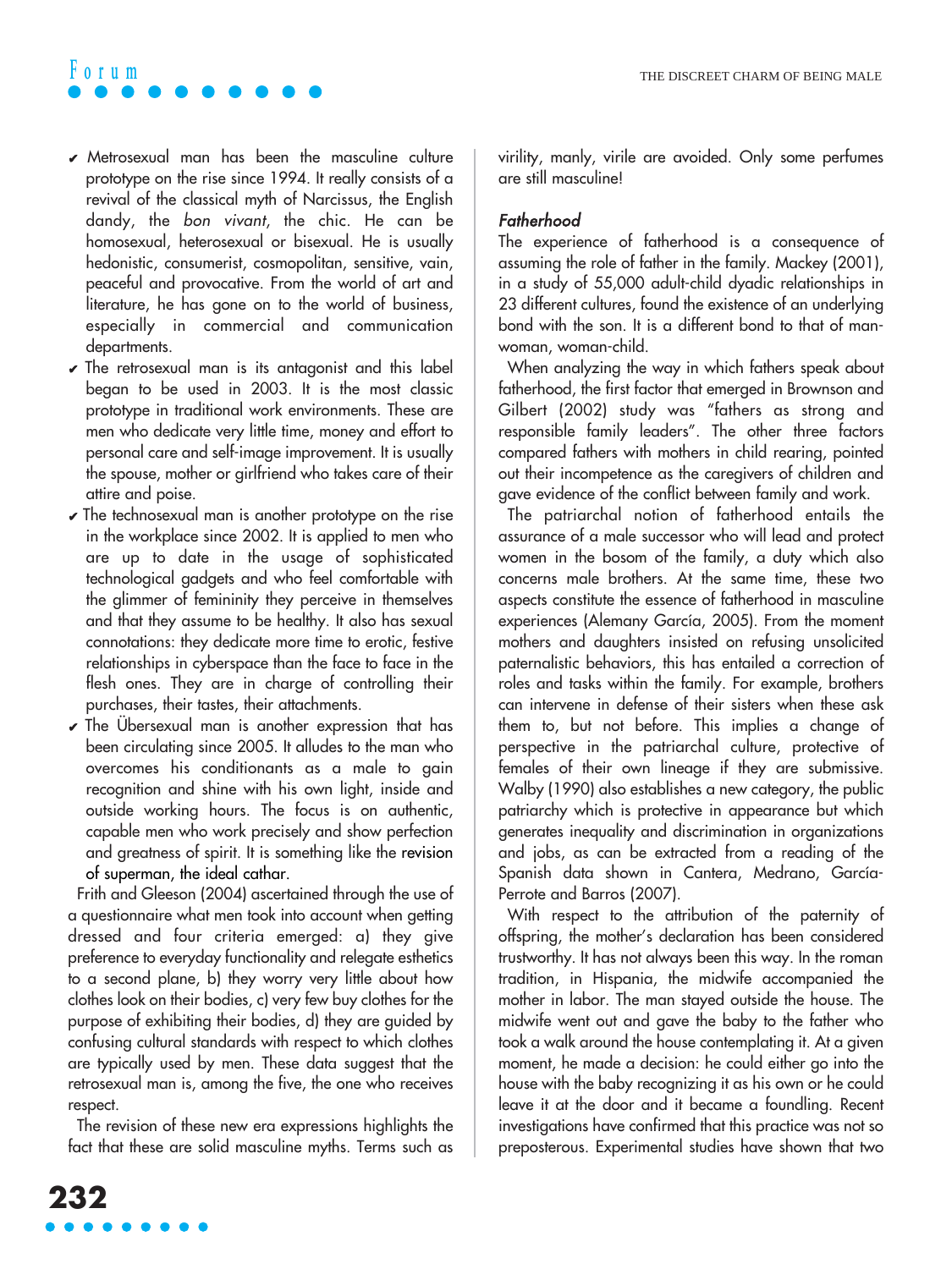- Metrosexual man has been the masculine culture prototype on the rise since 1994. It really consists of a revival of the classical myth of Narcissus, the English dandy, the *bon vivant*, the chic. He can be homosexual, heterosexual or bisexual. He is usually hedonistic, consumerist, cosmopolitan, sensitive, vain, peaceful and provocative. From the world of art and literature, he has gone on to the world of business, especially in commercial and communication departments.
- The retrosexual man is its antagonist and this label began to be used in 2003. It is the most classic prototype in traditional work environments. These are men who dedicate very little time, money and effort to personal care and self-image improvement. It is usually the spouse, mother or girlfriend who takes care of their attire and poise.
- The technosexual man is another prototype on the rise in the workplace since 2002. It is applied to men who are up to date in the usage of sophisticated technological gadgets and who feel comfortable with the glimmer of femininity they perceive in themselves and that they assume to be healthy. It also has sexual connotations: they dedicate more time to erotic, festive relationships in cyberspace than the face to face in the flesh ones. They are in charge of controlling their purchases, their tastes, their attachments.
- The Übersexual man is another expression that has been circulating since 2005. It alludes to the man who overcomes his conditionants as a male to gain recognition and shine with his own light, inside and outside working hours. The focus is on authentic, capable men who work precisely and show perfection and greatness of spirit. It is something like the revision of superman, the ideal cathar.

Frith and Gleeson (2004) ascertained through the use of a questionnaire what men took into account when getting dressed and four criteria emerged: a) they give preference to everyday functionality and relegate esthetics to a second plane, b) they worry very little about how clothes look on their bodies, c) very few buy clothes for the purpose of exhibiting their bodies, d) they are guided by confusing cultural standards with respect to which clothes are typically used by men. These data suggest that the retrosexual man is, among the five, the one who receives respect.

The revision of these new era expressions highlights the fact that these are solid masculine myths. Terms such as virility, manly, virile are avoided. Only some perfumes are still masculine!

### *Fatherhood*

The experience of fatherhood is a consequence of assuming the role of father in the family. Mackey (2001), in a study of 55,000 adult-child dyadic relationships in 23 different cultures, found the existence of an underlying bond with the son. It is a different bond to that of man-woman, woman-child.

When analyzing the way in which fathers speak about fatherhood, the first factor that emerged in Brownson and Gilbert (2002) study was "fathers as strong and responsible family leaders". The other three factors compared fathers with mothers in child rearing, pointed out their incompetence as the caregivers of children and gave evidence of the conflict between family and work.

The patriarchal notion of fatherhood entails the assurance of a male successor who will lead and protect women in the bosom of the family, a duty which also concerns male brothers. At the same time, these two aspects constitute the essence of fatherhood in masculine experiences (Alemany García, 2005). From the moment mothers and daughters insisted on refusing unsolicited paternalistic behaviors, this has entailed a correction of roles and tasks within the family. For example, brothers can intervene in defense of their sisters when these ask them to, but not before. This implies a change of perspective in the patriarchal culture, protective of females of their own lineage if they are submissive. Walby (1990) also establishes a new category, the public patriarchy which is protective in appearance but which generates inequality and discrimination in organizations and jobs, as can be extracted from a reading of the Spanish data shown in Cantera, Medrano, García-Perrote and Barros (2007).

With respect to the attribution of the paternity of offspring, the mother's declaration has been considered trustworthy. It has not always been this way. In the roman tradition, in Hispania, the midwife accompanied the mother in labor. The man stayed outside the house. The midwife went out and gave the baby to the father who took a walk around the house contemplating it. At a given moment, he made a decision: he could either go into the house with the baby recognizing it as his own or he could leave it at the door and it became a foundling. Recent investigations have confirmed that this practice was not so preposterous. Experimental studies have shown that two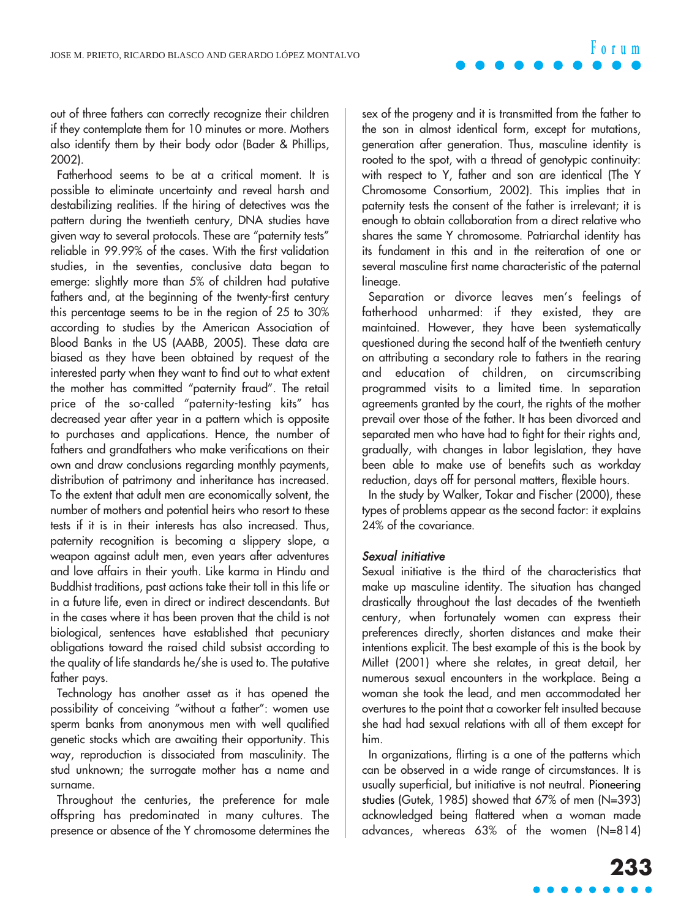out of three fathers can correctly recognize their children if they contemplate them for 10 minutes or more. Mothers also identify them by their body odor (Bader & Phillips, 2002).

Fatherhood seems to be at a critical moment. It is possible to eliminate uncertainty and reveal harsh and destabilizing realities. If the hiring of detectives was the pattern during the twentieth century, DNA studies have given way to several protocols. These are "paternity tests" reliable in 99.99% of the cases. With the first validation studies, in the seventies, conclusive data began to emerge: slightly more than 5% of children had putative fathers and, at the beginning of the twenty-first century this percentage seems to be in the region of 25 to 30% according to studies by the American Association of Blood Banks in the US (AABB, 2005). These data are biased as they have been obtained by request of the interested party when they want to find out to what extent the mother has committed "paternity fraud". The retail price of the so-called "paternity-testing kits" has decreased year after year in a pattern which is opposite to purchases and applications. Hence, the number of fathers and grandfathers who make verifications on their own and draw conclusions regarding monthly payments, distribution of patrimony and inheritance has increased. To the extent that adult men are economically solvent, the number of mothers and potential heirs who resort to these tests if it is in their interests has also increased. Thus, paternity recognition is becoming a slippery slope, a weapon against adult men, even years after adventures and love affairs in their youth. Like karma in Hindu and Buddhist traditions, past actions take their toll in this life or in a future life, even in direct or indirect descendants. But in the cases where it has been proven that the child is not biological, sentences have established that pecuniary obligations toward the raised child subsist according to the quality of life standards he/she is used to. The putative father pays.

Technology has another asset as it has opened the possibility of conceiving "without a father": women use sperm banks from anonymous men with well qualified genetic stocks which are awaiting their opportunity. This way, reproduction is dissociated from masculinity. The stud unknown; the surrogate mother has a name and surname.

Throughout the centuries, the preference for male offspring has predominated in many cultures. The presence or absence of the Y chromosome determines the sex of the progeny and it is transmitted from the father to the son in almost identical form, except for mutations, generation after generation. Thus, masculine identity is rooted to the spot, with a thread of genotypic continuity: with respect to Y, father and son are identical (The Y Chromosome Consortium, 2002). This implies that in paternity tests the consent of the father is irrelevant; it is enough to obtain collaboration from a direct relative who shares the same Y chromosome. Patriarchal identity has its fundament in this and in the reiteration of one or several masculine first name characteristic of the paternal lineage.

Separation or divorce leaves men's feelings of fatherhood unharmed: if they existed, they are maintained. However, they have been systematically questioned during the second half of the twentieth century on attributing a secondary role to fathers in the rearing and education of children, on circumscribing programmed visits to a limited time. In separation agreements granted by the court, the rights of the mother prevail over those of the father. It has been divorced and separated men who have had to fight for their rights and, gradually, with changes in labor legislation, they have been able to make use of benefits such as workday reduction, days off for personal matters, flexible hours.

In the study by Walker, Tokar and Fischer (2000), these types of problems appear as the second factor: it explains 24% of the covariance.

### *Sexual initiative*

Sexual initiative is the third of the characteristics that make up masculine identity. The situation has changed drastically throughout the last decades of the twentieth century, when fortunately women can express their preferences directly, shorten distances and make their intentions explicit. The best example of this is the book by Millet (2001) where she relates, in great detail, her numerous sexual encounters in the workplace. Being a woman she took the lead, and men accommodated her overtures to the point that a coworker felt insulted because she had had sexual relations with all of them except for him.

In organizations, flirting is a one of the patterns which can be observed in a wide range of circumstances. It is usually superficial, but initiative is not neutral. Pioneering studies (Gutek, 1985) showed that 67% of men (N=393) acknowledged being flattered when a woman made advances, whereas 63% of the women (N=814)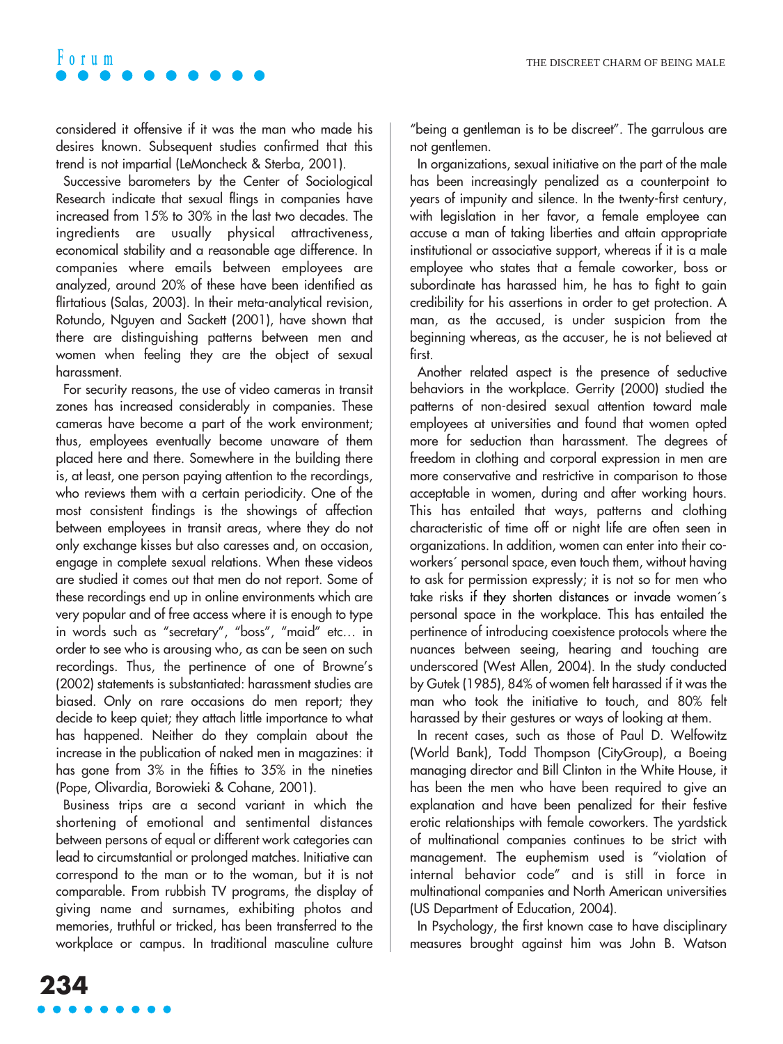considered it offensive if it was the man who made his desires known. Subsequent studies confirmed that this trend is not impartial (LeMoncheck & Sterba, 2001).

Successive barometers by the Center of Sociological Research indicate that sexual flings in companies have increased from 15% to 30% in the last two decades. The ingredients are usually physical attractiveness, economical stability and a reasonable age difference. In companies where emails between employees are analyzed, around 20% of these have been identified as flirtatious (Salas, 2003). In their meta-analytical revision, Rotundo, Nguyen and Sackett (2001), have shown that there are distinguishing patterns between men and women when feeling they are the object of sexual harassment.

For security reasons, the use of video cameras in transit zones has increased considerably in companies. These cameras have become a part of the work environment; thus, employees eventually become unaware of them placed here and there. Somewhere in the building there is, at least, one person paying attention to the recordings, who reviews them with a certain periodicity. One of the most consistent findings is the showings of affection between employees in transit areas, where they do not only exchange kisses but also caresses and, on occasion, engage in complete sexual relations. When these videos are studied it comes out that men do not report. Some of these recordings end up in online environments which are very popular and of free access where it is enough to type in words such as "secretary", "boss", "maid" etc… in order to see who is arousing who, as can be seen on such recordings. Thus, the pertinence of one of Browne's (2002) statements is substantiated: harassment studies are biased. Only on rare occasions do men report; they decide to keep quiet; they attach little importance to what has happened. Neither do they complain about the increase in the publication of naked men in magazines: it has gone from 3% in the fifties to 35% in the nineties (Pope, Olivardia, Borowieki & Cohane, 2001).

Business trips are a second variant in which the shortening of emotional and sentimental distances between persons of equal or different work categories can lead to circumstantial or prolonged matches. Initiative can correspond to the man or to the woman, but it is not comparable. From rubbish TV programs, the display of giving name and surnames, exhibiting photos and memories, truthful or tricked, has been transferred to the workplace or campus. In traditional masculine culture "being a gentleman is to be discreet". The garrulous are not gentlemen.

In organizations, sexual initiative on the part of the male has been increasingly penalized as a counterpoint to years of impunity and silence. In the twenty-first century, with legislation in her favor, a female employee can accuse a man of taking liberties and attain appropriate institutional or associative support, whereas if it is a male employee who states that a female coworker, boss or subordinate has harassed him, he has to fight to gain credibility for his assertions in order to get protection. A man, as the accused, is under suspicion from the beginning whereas, as the accuser, he is not believed at first.

Another related aspect is the presence of seductive behaviors in the workplace. Gerrity (2000) studied the patterns of non-desired sexual attention toward male employees at universities and found that women opted more for seduction than harassment. The degrees of freedom in clothing and corporal expression in men are more conservative and restrictive in comparison to those acceptable in women, during and after working hours. This has entailed that ways, patterns and clothing characteristic of time off or night life are often seen in organizations. In addition, women can enter into their co-workers´ personal space, even touch them, without having to ask for permission expressly; it is not so for men who take risks if they shorten distances or invade women´s personal space in the workplace. This has entailed the pertinence of introducing coexistence protocols where the nuances between seeing, hearing and touching are underscored (West Allen, 2004). In the study conducted by Gutek (1985), 84% of women felt harassed if it was the man who took the initiative to touch, and 80% felt harassed by their gestures or ways of looking at them.

In recent cases, such as those of Paul D. Welfowitz (World Bank), Todd Thompson (CityGroup), a Boeing managing director and Bill Clinton in the White House, it has been the men who have been required to give an explanation and have been penalized for their festive erotic relationships with female coworkers. The yardstick of multinational companies continues to be strict with management. The euphemism used is "violation of internal behavior code" and is still in force in multinational companies and North American universities (US Department of Education, 2004).

In Psychology, the first known case to have disciplinary measures brought against him was John B. Watson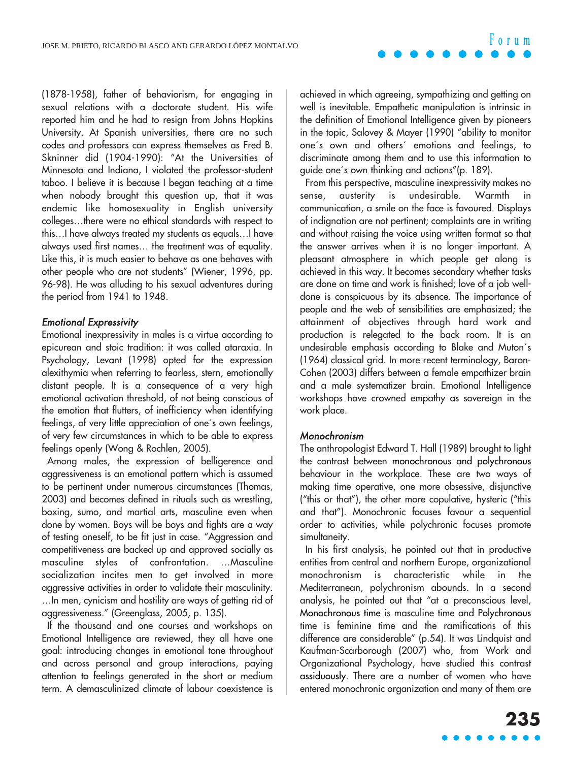(1878-1958), father of behaviorism, for engaging in sexual relations with a doctorate student. His wife reported him and he had to resign from Johns Hopkins University. At Spanish universities, there are no such codes and professors can express themselves as Fred B. Skninner did (1904-1990): "At the Universities of Minnesota and Indiana, I violated the professor-student taboo. I believe it is because I began teaching at a time when nobody brought this question up, that it was endemic like homosexuality in English university colleges…there were no ethical standards with respect to this…I have always treated my students as equals…I have always used first names… the treatment was of equality. Like this, it is much easier to behave as one behaves with other people who are not students" (Wiener, 1996, pp. 96-98). He was alluding to his sexual adventures during the period from 1941 to 1948.

### *Emotional Expressivity*

Emotional inexpressivity in males is a virtue according to epicurean and stoic tradition: it was called ataraxia. In Psychology, Levant (1998) opted for the expression alexithymia when referring to fearless, stern, emotionally distant people. It is a consequence of a very high emotional activation threshold, of not being conscious of the emotion that flutters, of inefficiency when identifying feelings, of very little appreciation of one´s own feelings, of very few circumstances in which to be able to express feelings openly (Wong & Rochlen, 2005).

Among males, the expression of belligerence and aggressiveness is an emotional pattern which is assumed to be pertinent under numerous circumstances (Thomas, 2003) and becomes defined in rituals such as wrestling, boxing, sumo, and martial arts, masculine even when done by women. Boys will be boys and fights are a way of testing oneself, to be fit just in case. "Aggression and competitiveness are backed up and approved socially as masculine styles of confrontation. …Masculine socialization incites men to get involved in more aggressive activities in order to validate their masculinity. …In men, cynicism and hostility are ways of getting rid of aggressiveness." (Greenglass, 2005, p. 135).

If the thousand and one courses and workshops on Emotional Intelligence are reviewed, they all have one goal: introducing changes in emotional tone throughout and across personal and group interactions, paying attention to feelings generated in the short or medium term. A demasculinized climate of labour coexistence is achieved in which agreeing, sympathizing and getting on well is inevitable. Empathetic manipulation is intrinsic in the definition of Emotional Intelligence given by pioneers in the topic, Salovey & Mayer (1990) "ability to monitor one´s own and others´ emotions and feelings, to discriminate among them and to use this information to guide one´s own thinking and actions"(p. 189).

From this perspective, masculine inexpressivity makes no sense, austerity is undesirable. Warmth in communication, a smile on the face is favoured. Displays of indignation are not pertinent; complaints are in writing and without raising the voice using written format so that the answer arrives when it is no longer important. A pleasant atmosphere in which people get along is achieved in this way. It becomes secondary whether tasks are done on time and work is finished; love of a job well-done is conspicuous by its absence. The importance of people and the web of sensibilities are emphasized; the attainment of objectives through hard work and production is relegated to the back room. It is an undesirable emphasis according to Blake and Muton´s (1964) classical grid. In more recent terminology, Baron-Cohen (2003) differs between a female empathizer brain and a male systematizer brain. Emotional Intelligence workshops have crowned empathy as sovereign in the work place.

### *Monochronism*

The anthropologist Edward T. Hall (1989) brought to light the contrast between monochronous and polychronous behaviour in the workplace. These are two ways of making time operative, one more obsessive, disjunctive ("this or that"), the other more copulative, hysteric ("this and that"). Monochronic focuses favour a sequential order to activities, while polychronic focuses promote simultaneity.

In his first analysis, he pointed out that in productive entities from central and northern Europe, organizational monochronism is characteristic while in the Mediterranean, polychronism abounds. In a second analysis, he pointed out that "at a preconscious level, Monochronous time is masculine time and Polychronous time is feminine time and the ramifications of this difference are considerable" (p.54). It was Lindquist and Kaufman-Scarborough (2007) who, from Work and Organizational Psychology, have studied this contrast assiduously. There are a number of women who have entered monochronic organization and many of them are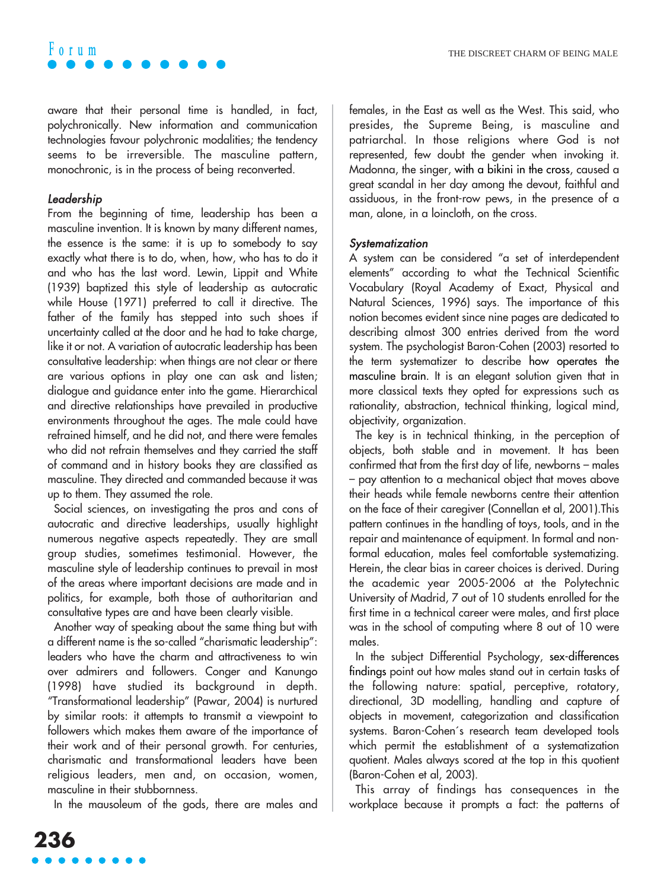aware that their personal time is handled, in fact, polychronically. New information and communication technologies favour polychronic modalities; the tendency seems to be irreversible. The masculine pattern, monochronic, is in the process of being reconverted.

### *Leadership*

From the beginning of time, leadership has been a masculine invention. It is known by many different names, the essence is the same: it is up to somebody to say exactly what there is to do, when, how, who has to do it and who has the last word. Lewin, Lippit and White (1939) baptized this style of leadership as autocratic while House (1971) preferred to call it directive. The father of the family has stepped into such shoes if uncertainty called at the door and he had to take charge, like it or not. A variation of autocratic leadership has been consultative leadership: when things are not clear or there are various options in play one can ask and listen; dialogue and guidance enter into the game. Hierarchical and directive relationships have prevailed in productive environments throughout the ages. The male could have refrained himself, and he did not, and there were females who did not refrain themselves and they carried the staff of command and in history books they are classified as masculine. They directed and commanded because it was up to them. They assumed the role.

Social sciences, on investigating the pros and cons of autocratic and directive leaderships, usually highlight numerous negative aspects repeatedly. They are small group studies, sometimes testimonial. However, the masculine style of leadership continues to prevail in most of the areas where important decisions are made and in politics, for example, both those of authoritarian and consultative types are and have been clearly visible.

Another way of speaking about the same thing but with a different name is the so-called "charismatic leadership": leaders who have the charm and attractiveness to win over admirers and followers. Conger and Kanungo (1998) have studied its background in depth. "Transformational leadership" (Pawar, 2004) is nurtured by similar roots: it attempts to transmit a viewpoint to followers which makes them aware of the importance of their work and of their personal growth. For centuries, charismatic and transformational leaders have been religious leaders, men and, on occasion, women, masculine in their stubbornness.

In the mausoleum of the gods, there are males and females, in the East as well as the West. This said, who presides, the Supreme Being, is masculine and patriarchal. In those religions where God is not represented, few doubt the gender when invoking it. Madonna, the singer, with a bikini in the cross, caused a great scandal in her day among the devout, faithful and assiduous, in the front-row pews, in the presence of a man, alone, in a loincloth, on the cross.

### *Systematization*

A system can be considered "a set of interdependent elements" according to what the Technical Scientific Vocabulary (Royal Academy of Exact, Physical and Natural Sciences, 1996) says. The importance of this notion becomes evident since nine pages are dedicated to describing almost 300 entries derived from the word system. The psychologist Baron-Cohen (2003) resorted to the term systematizer to describe how operates the masculine brain. It is an elegant solution given that in more classical texts they opted for expressions such as rationality, abstraction, technical thinking, logical mind, objectivity, organization.

The key is in technical thinking, in the perception of objects, both stable and in movement. It has been confirmed that from the first day of life, newborns – males – pay attention to a mechanical object that moves above their heads while female newborns centre their attention on the face of their caregiver (Connellan et al, 2001).This pattern continues in the handling of toys, tools, and in the repair and maintenance of equipment. In formal and non-formal education, males feel comfortable systematizing. Herein, the clear bias in career choices is derived. During the academic year 2005-2006 at the Polytechnic University of Madrid, 7 out of 10 students enrolled for the first time in a technical career were males, and first place was in the school of computing where 8 out of 10 were males.

In the subject Differential Psychology, sex-differences findings point out how males stand out in certain tasks of the following nature: spatial, perceptive, rotatory, directional, 3D modelling, handling and capture of objects in movement, categorization and classification systems. Baron-Cohen´s research team developed tools which permit the establishment of a systematization quotient. Males always scored at the top in this quotient (Baron-Cohen et al, 2003).

This array of findings has consequences in the workplace because it prompts a fact: the patterns of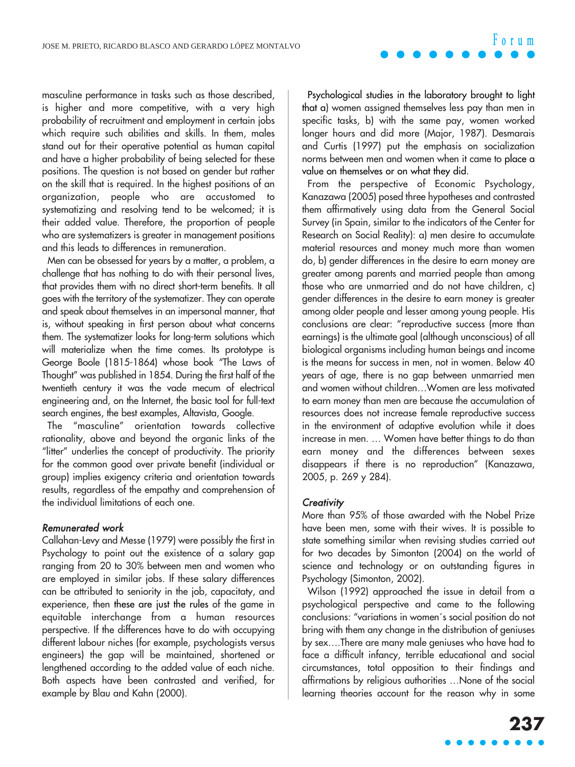masculine performance in tasks such as those described, is higher and more competitive, with a very high probability of recruitment and employment in certain jobs which require such abilities and skills. In them, males stand out for their operative potential as human capital and have a higher probability of being selected for these positions. The question is not based on gender but rather on the skill that is required. In the highest positions of an organization, people who are accustomed to systematizing and resolving tend to be welcomed; it is their added value. Therefore, the proportion of people who are systematizers is greater in management positions and this leads to differences in remuneration.

Men can be obsessed for years by a matter, a problem, a challenge that has nothing to do with their personal lives, that provides them with no direct short-term benefits. It all goes with the territory of the systematizer. They can operate and speak about themselves in an impersonal manner, that is, without speaking in first person about what concerns them. The systematizer looks for long-term solutions which will materialize when the time comes. Its prototype is George Boole (1815-1864) whose book "The Laws of Thought" was published in 1854. During the first half of the twentieth century it was the vade mecum of electrical engineering and, on the Internet, the basic tool for full-text search engines, the best examples, Altavista, Google.

The "masculine" orientation towards collective rationality, above and beyond the organic links of the "litter" underlies the concept of productivity. The priority for the common good over private benefit (individual or group) implies exigency criteria and orientation towards results, regardless of the empathy and comprehension of the individual limitations of each one.

### *Remunerated work*

Callahan-Levy and Messe (1979) were possibly the first in Psychology to point out the existence of a salary gap ranging from 20 to 30% between men and women who are employed in similar jobs. If these salary differences can be attributed to seniority in the job, capacitaty, and experience, then these are just the rules of the game in equitable interchange from a human resources perspective. If the differences have to do with occupying different labour niches (for example, psychologists versus engineers) the gap will be maintained, shortened or lengthened according to the added value of each niche. Both aspects have been contrasted and verified, for example by Blau and Kahn (2000).

Psychological studies in the laboratory brought to light that a) women assigned themselves less pay than men in specific tasks, b) with the same pay, women worked longer hours and did more (Major, 1987). Desmarais and Curtis (1997) put the emphasis on socialization norms between men and women when it came to place a value on themselves or on what they did.

From the perspective of Economic Psychology, Kanazawa (2005) posed three hypotheses and contrasted them affirmatively using data from the General Social Survey (in Spain, similar to the indicators of the Center for Research on Social Reality): a) men desire to accumulate material resources and money much more than women do, b) gender differences in the desire to earn money are greater among parents and married people than among those who are unmarried and do not have children, c) gender differences in the desire to earn money is greater among older people and lesser among young people. His conclusions are clear: "reproductive success (more than earnings) is the ultimate goal (although unconscious) of all biological organisms including human beings and income is the means for success in men, not in women. Below 40 years of age, there is no gap between unmarried men and women without children…Women are less motivated to earn money than men are because the accumulation of resources does not increase female reproductive success in the environment of adaptive evolution while it does increase in men. … Women have better things to do than earn money and the differences between sexes disappears if there is no reproduction" (Kanazawa, 2005, p. 269 y 284).

### *Creativity*

More than 95% of those awarded with the Nobel Prize have been men, some with their wives. It is possible to state something similar when revising studies carried out for two decades by Simonton (2004) on the world of science and technology or on outstanding figures in Psychology (Simonton, 2002).

Wilson (1992) approached the issue in detail from a psychological perspective and came to the following conclusions: "variations in women´s social position do not bring with them any change in the distribution of geniuses by sex….There are many male geniuses who have had to face a difficult infancy, terrible educational and social circumstances, total opposition to their findings and affirmations by religious authorities …None of the social learning theories account for the reason why in some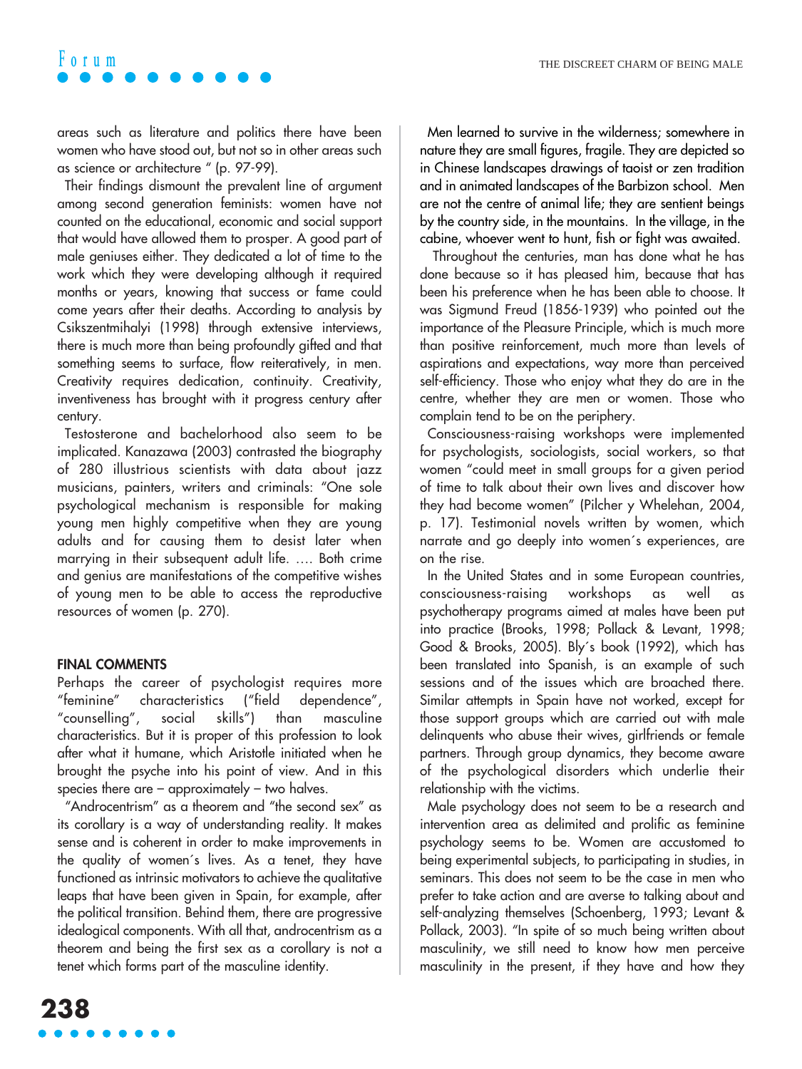areas such as literature and politics there have been women who have stood out, but not so in other areas such as science or architecture " (p. 97-99).

Their findings dismount the prevalent line of argument among second generation feminists: women have not counted on the educational, economic and social support that would have allowed them to prosper. A good part of male geniuses either. They dedicated a lot of time to the work which they were developing although it required months or years, knowing that success or fame could come years after their deaths. According to analysis by Csikszentmihalyi (1998) through extensive interviews, there is much more than being profoundly gifted and that something seems to surface, flow reiteratively, in men. Creativity requires dedication, continuity. Creativity, inventiveness has brought with it progress century after century.

Testosterone and bachelorhood also seem to be implicated. Kanazawa (2003) contrasted the biography of 280 illustrious scientists with data about jazz musicians, painters, writers and criminals: "One sole psychological mechanism is responsible for making young men highly competitive when they are young adults and for causing them to desist later when marrying in their subsequent adult life. .... Both crime and genius are manifestations of the competitive wishes of young men to be able to access the reproductive resources of women (p. 270).

## FINAL COMMENTS

Perhaps the career of psychologist requires more "feminine" characteristics ("field dependence", "counselling", social skills") than masculine characteristics. But it is proper of this profession to look after what it humane, which Aristotle initiated when he brought the psyche into his point of view. And in this species there are – approximately – two halves.

"Androcentrism" as a theorem and "the second sex" as its corollary is a way of understanding reality. It makes sense and is coherent in order to make improvements in the quality of women´s lives. As a tenet, they have functioned as intrinsic motivators to achieve the qualitative leaps that have been given in Spain, for example, after the political transition. Behind them, there are progressive idealogical components. With all that, androcentrism as a theorem and being the first sex as a corollary is not a tenet which forms part of the masculine identity.

Men learned to survive in the wilderness; somewhere in nature they are small figures, fragile. They are depicted so in Chinese landscapes drawings of taoist or zen tradition and in animated landscapes of the Barbizon school. Men are not the centre of animal life; they are sentient beings by the country side, in the mountains. In the village, in the cabine, whoever went to hunt, fish or fight was awaited.

Throughout the centuries, man has done what he has done because so it has pleased him, because that has been his preference when he has been able to choose. It was Sigmund Freud (1856-1939) who pointed out the importance of the Pleasure Principle, which is much more than positive reinforcement, much more than levels of aspirations and expectations, way more than perceived self-efficiency. Those who enjoy what they do are in the centre, whether they are men or women. Those who complain tend to be on the periphery.

Consciousness-raising workshops were implemented for psychologists, sociologists, social workers, so that women "could meet in small groups for a given period of time to talk about their own lives and discover how they had become women" (Pilcher y Whelehan, 2004, p. 17). Testimonial novels written by women, which narrate and go deeply into women´s experiences, are on the rise.

In the United States and in some European countries, consciousness-raising workshops as well as psychotherapy programs aimed at males have been put into practice (Brooks, 1998; Pollack & Levant, 1998; Good & Brooks, 2005). Bly´s book (1992), which has been translated into Spanish, is an example of such sessions and of the issues which are broached there. Similar attempts in Spain have not worked, except for those support groups which are carried out with male delinquents who abuse their wives, girlfriends or female partners. Through group dynamics, they become aware of the psychological disorders which underlie their relationship with the victims.

Male psychology does not seem to be a research and intervention area as delimited and prolific as feminine psychology seems to be. Women are accustomed to being experimental subjects, to participating in studies, in seminars. This does not seem to be the case in men who prefer to take action and are averse to talking about and self-analyzing themselves (Schoenberg, 1993; Levant & Pollack, 2003). "In spite of so much being written about masculinity, we still need to know how men perceive masculinity in the present, if they have and how they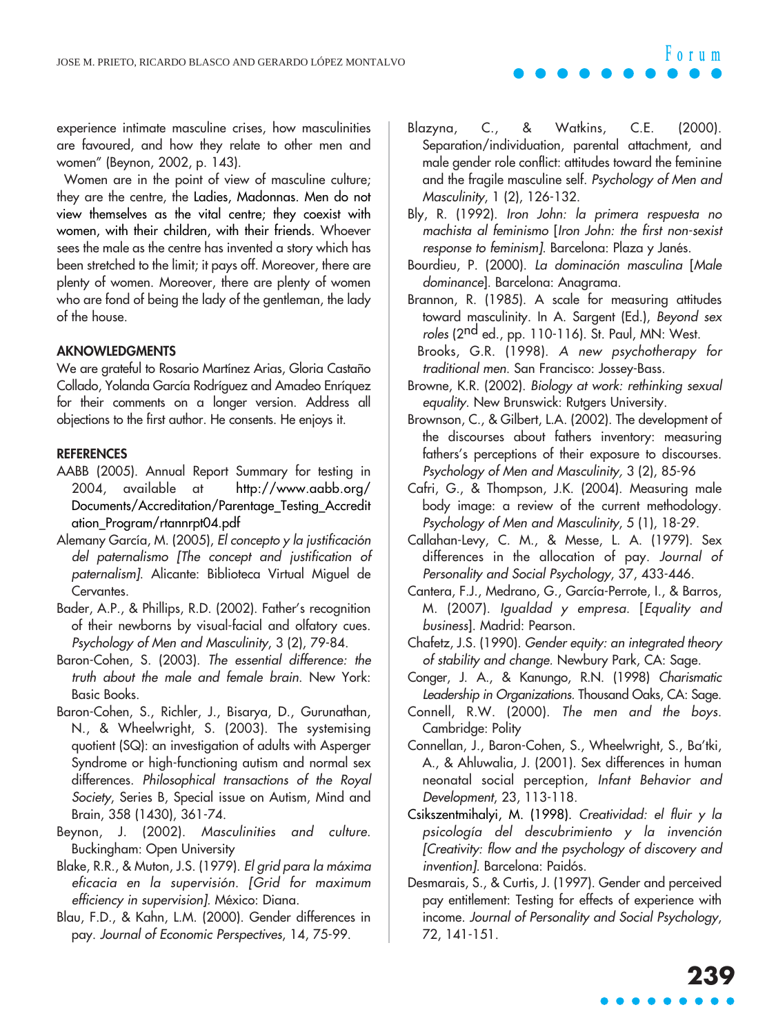experience intimate masculine crises, how masculinities are favoured, and how they relate to other men and women" (Beynon, 2002, p. 143).

Women are in the point of view of masculine culture; they are the centre, the Ladies, Madonnas. Men do not view themselves as the vital centre; they coexist with women, with their children, with their friends. Whoever sees the male as the centre has invented a story which has been stretched to the limit; it pays off. Moreover, there are plenty of women. Moreover, there are plenty of women who are fond of being the lady of the gentleman, the lady of the house.

## AKNOWLEDGMENTS

We are grateful to Rosario Martínez Arias, Gloria Castaño Collado, Yolanda García Rodríguez and Amadeo Enríquez for their comments on a longer version. Address all objections to the first author. He consents. He enjoys it.

## REFERENCES

AABB (2005). Annual Report Summary for testing in 2004, available at http://www.aabb.org/Documents/Accreditation/Parentage_Testing_Accreditation_Program/rtannrpt04.pdf

Alemany García, M. (2005), *El concepto y la justificación del paternalismo [The concept and justification of paternalism].* Alicante: Biblioteca Virtual Miguel de Cervantes.

Bader, A.P., & Phillips, R.D. (2002). Father's recognition of their newborns by visual-facial and olfatory cues. *Psychology of Men and Masculinity*, 3 (2), 79-84.

Baron-Cohen, S. (2003). *The essential difference: the truth about the male and female brain.* New York: Basic Books.

Baron-Cohen, S., Richler, J., Bisarya, D., Gurunathan, N., & Wheelwright, S. (2003). The systemising quotient (SQ): an investigation of adults with Asperger Syndrome or high-functioning autism and normal sex differences. *Philosophical transactions of the Royal Society*, Series B, Special issue on Autism, Mind and Brain, 358 (1430), 361-74.

Beynon, J. (2002). *Masculinities and culture.* Buckingham: Open University

Blake, R.R., & Muton, J.S. (1979). *El grid para la máxima eficacia en la supervisión. [Grid for maximum efficiency in supervision].* México: Diana.

Blau, F.D., & Kahn, L.M. (2000). Gender differences in pay. *Journal of Economic Perspectives*, 14, 75-99.

Blazyna, C., & Watkins, C.E. (2000). Separation/individuation, parental attachment, and male gender role conflict: attitudes toward the feminine and the fragile masculine self. *Psychology of Men and Masculinity*, 1 (2), 126-132.

Bly, R. (1992). *Iron John: la primera respuesta no machista al feminismo* [*Iron John: the first non-sexist response to feminism]*. Barcelona: Plaza y Janés.

Bourdieu, P. (2000). *La dominación masculina* [*Male dominance*]. Barcelona: Anagrama.

Brannon, R. (1985). A scale for measuring attitudes toward masculinity. In A. Sargent (Ed.), *Beyond sex roles* (2nd ed., pp. 110-116). St. Paul, MN: West.

Brooks, G.R. (1998). *A new psychotherapy for traditional men.* San Francisco: Jossey-Bass.

Browne, K.R. (2002). *Biology at work: rethinking sexual equality.* New Brunswick: Rutgers University.

Brownson, C., & Gilbert, L.A. (2002). The development of the discourses about fathers inventory: measuring fathers's perceptions of their exposure to discourses. *Psychology of Men and Masculinity,* 3 (2), 85-96

Cafri, G., & Thompson, J.K. (2004). Measuring male body image: a review of the current methodology. *Psychology of Men and Masculinity*, 5 (1), 18-29.

Callahan-Levy, C. M., & Messe, L. A. (1979). Sex differences in the allocation of pay. *Journal of Personality and Social Psychology*, 37, 433-446.

Cantera, F.J., Medrano, G., García-Perrote, I., & Barros, M. (2007). *Igualdad y empresa.* [*Equality and business*]. Madrid: Pearson.

Chafetz, J.S. (1990). *Gender equity: an integrated theory of stability and change.* Newbury Park, CA: Sage.

Conger, J. A., & Kanungo, R.N. (1998) *Charismatic Leadership in Organizations.* Thousand Oaks, CA: Sage.

Connell, R.W. (2000). *The men and the boys.* Cambridge: Polity

Connellan, J., Baron-Cohen, S., Wheelwright, S., Ba'tki, A., & Ahluwalia, J. (2001). Sex differences in human neonatal social perception, *Infant Behavior and Development*, 23, 113-118.

Csikszentmihalyi, M. (1998). *Creatividad: el fluir y la psicología del descubrimiento y la invención [Creativity: flow and the psychology of discovery and invention].* Barcelona: Paidós.

Desmarais, S., & Curtis, J. (1997). Gender and perceived pay entitlement: Testing for effects of experience with income. *Journal of Personality and Social Psychology*, 72, 141-151.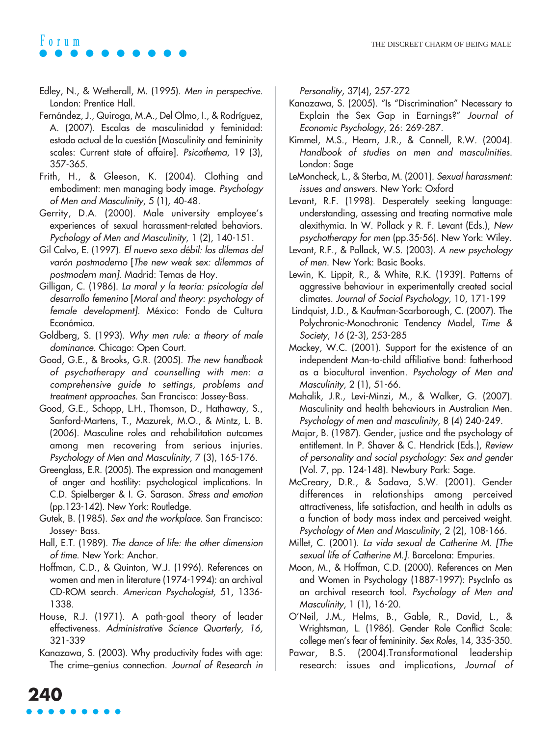Edley, N., & Wetherall, M. (1995). *Men in perspective*. London: Prentice Hall.

Fernández, J., Quiroga, M.A., Del Olmo, I., & Rodríguez, A. (2007). Escalas de masculinidad y feminidad: estado actual de la cuestión [Masculinity and femininity scales: Current state of affaire]. *Psicothema*, 19 (3), 357-365.

Frith, H., & Gleeson, K. (2004). Clothing and embodiment: men managing body image. *Psychology of Men and Masculinity*, 5 (1), 40-48.

Gerrity, D.A. (2000). Male university employee's experiences of sexual harassment-related behaviors. *Pychology of Men and Masculinity*, 1 (2), 140-151.

Gil Calvo, E. (1997). *El nuevo sexo débil: los dilemas del varón postmoderno* [*The new weak sex: dilemmas of postmodern man]*. Madrid: Temas de Hoy.

Gilligan, C. (1986). *La moral y la teoría: psicología del desarrollo femenino* [*Moral and theory: psychology of female development]*. México: Fondo de Cultura Económica.

Goldberg, S. (1993). *Why men rule: a theory of male dominance*. Chicago: Open Court.

Good, G.E., & Brooks, G.R. (2005). *The new handbook of psychotherapy and counselling with men: a comprehensive guide to settings, problems and treatment approaches*. San Francisco: Jossey-Bass.

Good, G.E., Schopp, L.H., Thomson, D., Hathaway, S., Sanford-Martens, T., Mazurek, M.O., & Mintz, L. B. (2006). Masculine roles and rehabilitation outcomes among men recovering from serious injuries. *Psychology of Men and Masculinity*, 7 (3), 165-176.

Greenglass, E.R. (2005). The expression and management of anger and hostility: psychological implications. In C.D. Spielberger & I. G. Sarason. *Stress and emotion* (pp.123-142). New York: Routledge.

Gutek, B. (1985). *Sex and the workplace*. San Francisco: Jossey- Bass.

Hall, E.T. (1989). *The dance of life: the other dimension of time*. New York: Anchor.

Hoffman, C.D., & Quinton, W.J. (1996). References on women and men in literature (1974-1994): an archival CD-ROM search. *American Psychologist*, 51, 1336-1338.

House, R.J. (1971). A path-goal theory of leader effectiveness. *Administrative Science Quarterly, 16,* 321-339

Kanazawa, S. (2003). Why productivity fades with age: The crime–genius connection. *Journal of Research in Personality*, 37(4), 257-272

Kanazawa, S. (2005). "Is "Discrimination" Necessary to Explain the Sex Gap in Earnings?" *Journal of Economic Psychology*, 26: 269-287.

Kimmel, M.S., Hearn, J.R., & Connell, R.W. (2004). *Handbook of studies on men and masculinities*. London: Sage

LeMoncheck, L., & Sterba, M. (2001). *Sexual harassment: issues and answers*. New York: Oxford

Levant, R.F. (1998). Desperately seeking language: understanding, assessing and treating normative male alexithymia. In W. Pollack y R. F. Levant (Eds.), *New psychotherapy for men* (pp.35-56). New York: Wiley.

Levant, R.F., & Pollack, W.S. (2003). *A new psychology of men*. New York: Basic Books.

Lewin, K. Lippit, R., & White, R.K. (1939). Patterns of aggressive behaviour in experimentally created social climates. *Journal of Social Psychology*, 10, 171-199

Lindquist, J.D., & Kaufman-Scarborough, C. (2007). The Polychronic-Monochronic Tendency Model, *Time & Society*, *16* (2-3), 253-285

Mackey, W.C. (2001). Support for the existence of an independent Man-to-child affiliative bond: fatherhood as a biocultural invention. *Psychology of Men and Masculinity,* 2 (1), 51-66.

Mahalik, J.R., Levi-Minzi, M., & Walker, G. (2007). Masculinity and health behaviours in Australian Men. *Psychology of men and masculinity*, 8 (4) 240-249.

Major, B. (1987). Gender, justice and the psychology of entitlement. In P. Shaver & C. Hendrick (Eds.), *Review of personality and social psychology: Sex and gender* (Vol. 7, pp. 124-148). Newbury Park: Sage.

McCreary, D.R., & Sadava, S.W. (2001). Gender differences in relationships among perceived attractiveness, life satisfaction, and health in adults as a function of body mass index and perceived weight. *Psychology of Men and Masculinity*, 2 (2), 108-166.

Millet, C. (2001). *La vida sexual de Catherine M. [The sexual life of Catherine M.]*. Barcelona: Empuries.

Moon, M., & Hoffman, C.D. (2000). References on Men and Women in Psychology (1887-1997): PsycInfo as an archival research tool. *Psychology of Men and Masculinity*, 1 (1), 16-20.

O'Neil, J.M., Helms, B., Gable, R., David, L., & Wrightsman, L. (1986). Gender Role Conflict Scale: college men's fear of femininity. *Sex Roles*, 14, 335-350.

Pawar, B.S. (2004).Transformational leadership research: issues and implications, *Journal of*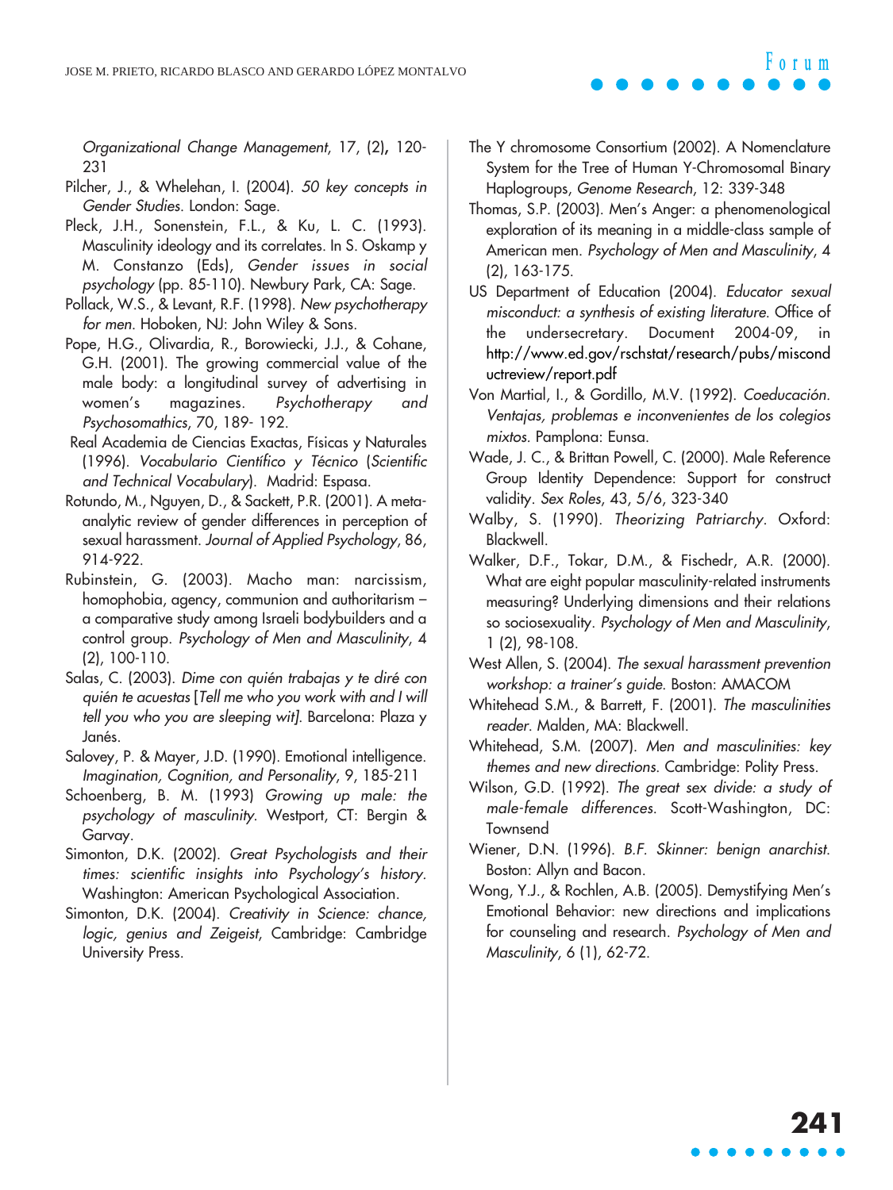*Organizational Change Management*, 17, (2), 120-231

Pilcher, J., & Whelehan, I. (2004). *50 key concepts in Gender Studies*. London: Sage.

Pleck, J.H., Sonenstein, F.L., & Ku, L. C. (1993). Masculinity ideology and its correlates. In S. Oskamp y M. Constanzo (Eds), *Gender issues in social psychology* (pp. 85-110). Newbury Park, CA: Sage.

Pollack, W.S., & Levant, R.F. (1998). *New psychotherapy for men*. Hoboken, NJ: John Wiley & Sons.

Pope, H.G., Olivardia, R., Borowiecki, J.J., & Cohane, G.H. (2001). The growing commercial value of the male body: a longitudinal survey of advertising in women's magazines. *Psychotherapy and Psychosomathics*, 70, 189- 192.

Real Academia de Ciencias Exactas, Físicas y Naturales (1996). *Vocabulario Científico y Técnico* (*Scientific and Technical Vocabulary*). Madrid: Espasa.

Rotundo, M., Nguyen, D., & Sackett, P.R. (2001). A meta-analytic review of gender differences in perception of sexual harassment. *Journal of Applied Psychology*, 86, 914-922.

Rubinstein, G. (2003). Macho man: narcissism, homophobia, agency, communion and authoritarism – a comparative study among Israeli bodybuilders and a control group. *Psychology of Men and Masculinity*, 4 (2), 100-110.

Salas, C. (2003). *Dime con quién trabajas y te diré con quién te acuestas* [*Tell me who you work with and I will tell you who you are sleeping wit]*. Barcelona: Plaza y Janés.

Salovey, P. & Mayer, J.D. (1990). Emotional intelligence. *Imagination, Cognition, and Personality*, 9, 185-211

Schoenberg, B. M. (1993) *Growing up male: the psychology of masculinity*. Westport, CT: Bergin & Garvay.

Simonton, D.K. (2002). *Great Psychologists and their times: scientific insights into Psychology's history*. Washington: American Psychological Association.

Simonton, D.K. (2004). *Creativity in Science: chance, logic, genius and Zeigeist*, Cambridge: Cambridge University Press.

The Y chromosome Consortium (2002). A Nomenclature System for the Tree of Human Y-Chromosomal Binary Haplogroups, *Genome Research*, 12: 339-348

Thomas, S.P. (2003). Men's Anger: a phenomenological exploration of its meaning in a middle-class sample of American men. *Psychology of Men and Masculinity*, 4 (2), 163-175.

US Department of Education (2004). *Educator sexual misconduct: a synthesis of existing literature*. Office of the undersecretary. Document 2004-09, in http://www.ed.gov/rschstat/research/pubs/misconductreview/report.pdf

Von Martial, I., & Gordillo, M.V. (1992). *Coeducación. Ventajas, problemas e inconvenientes de los colegios mixtos*. Pamplona: Eunsa.

Wade, J. C., & Brittan Powell, C. (2000). Male Reference Group Identity Dependence: Support for construct validity. *Sex Roles*, 43, 5/6, 323-340

Walby, S. (1990). *Theorizing Patriarchy*. Oxford: Blackwell.

Walker, D.F., Tokar, D.M., & Fischedr, A.R. (2000). What are eight popular masculinity-related instruments measuring? Underlying dimensions and their relations so sociosexuality. *Psychology of Men and Masculinity*, 1 (2), 98-108.

West Allen, S. (2004). *The sexual harassment prevention workshop: a trainer's guide*. Boston: AMACOM

Whitehead S.M., & Barrett, F. (2001). *The masculinities reader*. Malden, MA: Blackwell.

Whitehead, S.M. (2007). *Men and masculinities: key themes and new directions*. Cambridge: Polity Press.

Wilson, G.D. (1992). *The great sex divide: a study of male-female differences*. Scott-Washington, DC: Townsend

Wiener, D.N. (1996). *B.F. Skinner: benign anarchist*. Boston: Allyn and Bacon.

Wong, Y.J., & Rochlen, A.B. (2005). Demystifying Men's Emotional Behavior: new directions and implications for counseling and research. *Psychology of Men and Masculinity*, 6 (1), 62-72.